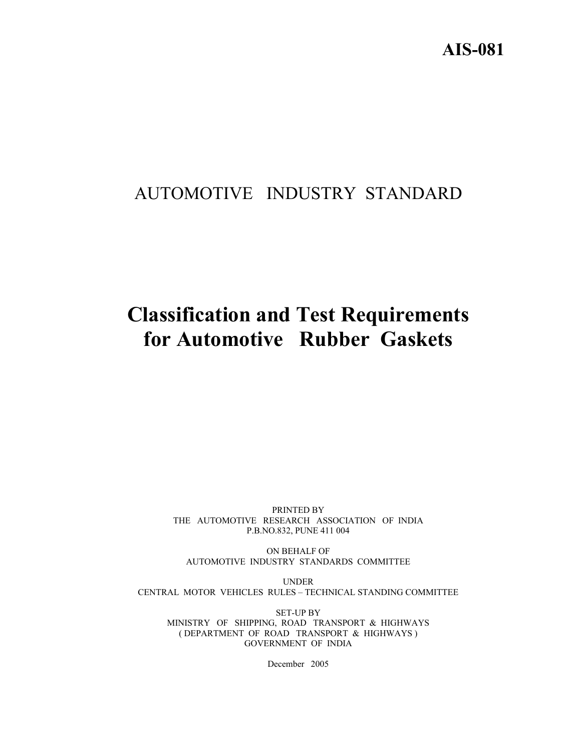**AIS-081**

# AUTOMOTIVE INDUSTRY STANDARD

# Classification and Test Requirements for Automotive Rubber Gaskets

PRINTED BY
THE AUTOMOTIVE RESEARCH ASSOCIATION OF INDIA
P.B.NO.832, PUNE 411 004

ON BEHALF OF
AUTOMOTIVE INDUSTRY STANDARDS COMMITTEE

UNDER
CENTRAL MOTOR VEHICLES RULES – TECHNICAL STANDING COMMITTEE

SET-UP BY
MINISTRY OF SHIPPING, ROAD TRANSPORT & HIGHWAYS
( DEPARTMENT OF ROAD TRANSPORT & HIGHWAYS )
GOVERNMENT OF INDIA

December 2005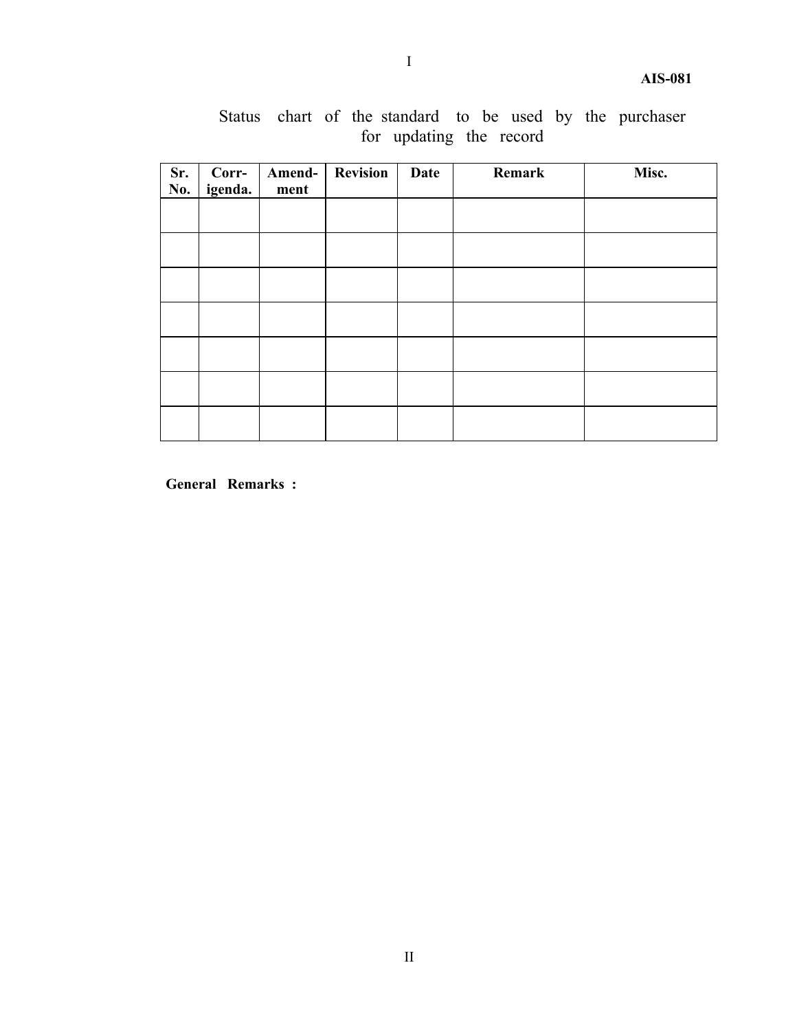Status chart of the standard to be used by the purchaser for updating the record

| Sr. No. | Corr- igenda. | Amend- ment | Revision | Date | Remark | Misc. |
|---|---|---|---|---|---|---|
| | | | | | | |
| | | | | | | |
| | | | | | | |
| | | | | | | |
| | | | | | | |
| | | | | | | |
| | | | | | | |

**General Remarks :**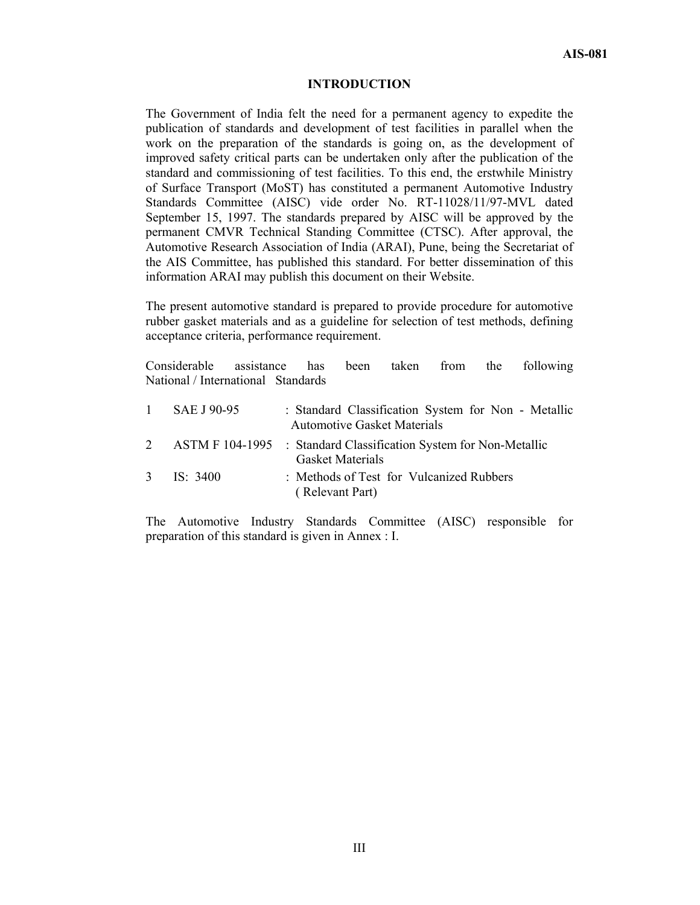## INTRODUCTION

The Government of India felt the need for a permanent agency to expedite the publication of standards and development of test facilities in parallel when the work on the preparation of the standards is going on, as the development of improved safety critical parts can be undertaken only after the publication of the standard and commissioning of test facilities. To this end, the erstwhile Ministry of Surface Transport (MoST) has constituted a permanent Automotive Industry Standards Committee (AISC) vide order No. RT-11028/11/97-MVL dated September 15, 1997. The standards prepared by AISC will be approved by the permanent CMVR Technical Standing Committee (CTSC). After approval, the Automotive Research Association of India (ARAI), Pune, being the Secretariat of the AIS Committee, has published this standard. For better dissemination of this information ARAI may publish this document on their Website.

The present automotive standard is prepared to provide procedure for automotive rubber gasket materials and as a guideline for selection of test methods, defining acceptance criteria, performance requirement.

Considerable assistance has been taken from the following National / International Standards

| | | |
|---|---|---|
| 1 | SAE J 90-95 | : Standard Classification System for Non - Metallic Automotive Gasket Materials |
| 2 | ASTM F 104-1995 | : Standard Classification System for Non-Metallic Gasket Materials |
| 3 | IS: 3400 | : Methods of Test for Vulcanized Rubbers (Relevant Part) |

The Automotive Industry Standards Committee (AISC) responsible for preparation of this standard is given in Annex : I.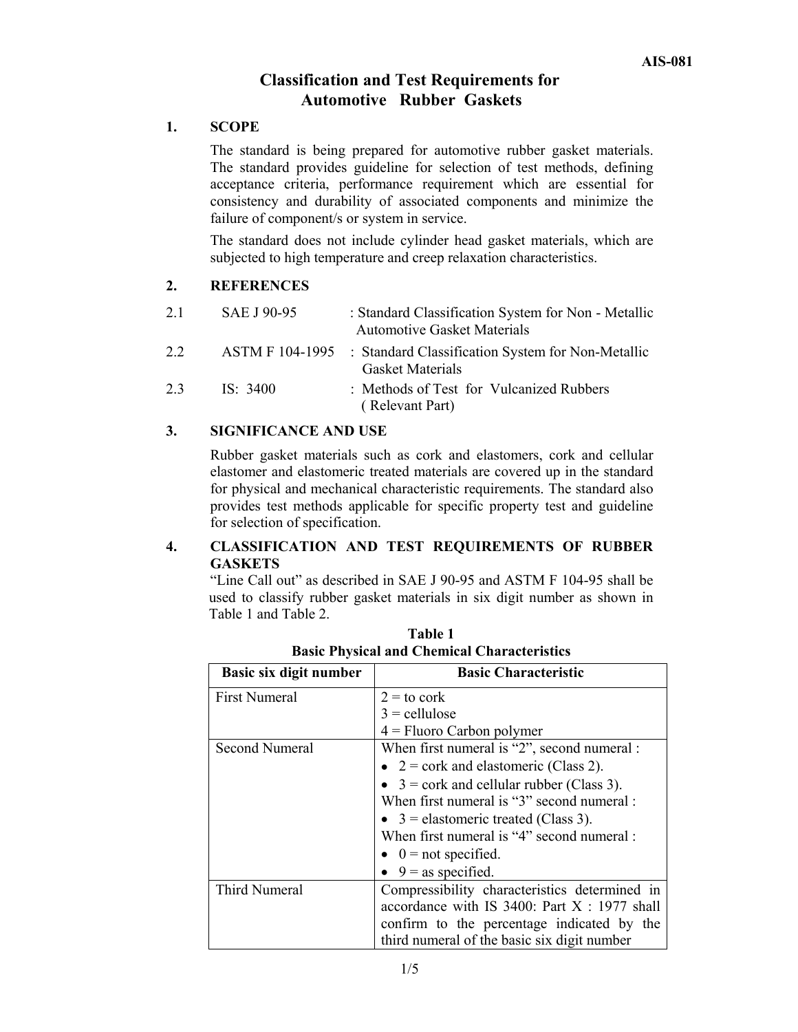# Classification and Test Requirements for Automotive Rubber Gaskets

## 1. SCOPE

The standard is being prepared for automotive rubber gasket materials. The standard provides guideline for selection of test methods, defining acceptance criteria, performance requirement which are essential for consistency and durability of associated components and minimize the failure of component/s or system in service.

The standard does not include cylinder head gasket materials, which are subjected to high temperature and creep relaxation characteristics.

## 2. REFERENCES

| | | |
|---|---|---|
| 2.1 | SAE J 90-95 | : Standard Classification System for Non - Metallic Automotive Gasket Materials |
| 2.2 | ASTM F 104-1995 | : Standard Classification System for Non-Metallic Gasket Materials |
| 2.3 | IS: 3400 | : Methods of Test for Vulcanized Rubbers ( Relevant Part) |

## 3. SIGNIFICANCE AND USE

Rubber gasket materials such as cork and elastomers, cork and cellular elastomer and elastomeric treated materials are covered up in the standard for physical and mechanical characteristic requirements. The standard also provides test methods applicable for specific property test and guideline for selection of specification.

## 4. CLASSIFICATION AND TEST REQUIREMENTS OF RUBBER GASKETS

"Line Call out" as described in SAE J 90-95 and ASTM F 104-95 shall be used to classify rubber gasket materials in six digit number as shown in Table 1 and Table 2.

**Table 1**
**Basic Physical and Chemical Characteristics**

| Basic six digit number | Basic Characteristic |
|---|---|
| First Numeral | 2 = to cork<br>3 = cellulose<br>4 = Fluoro Carbon polymer |
| Second Numeral | When first numeral is "2", second numeral :<br>• 2 = cork and elastomeric (Class 2).<br>• 3 = cork and cellular rubber (Class 3).<br>When first numeral is "3" second numeral :<br>• 3 = elastomeric treated (Class 3).<br>When first numeral is "4" second numeral :<br>• 0 = not specified.<br>• 9 = as specified. |
| Third Numeral | Compressibility characteristics determined in accordance with IS 3400: Part X : 1977 shall confirm to the percentage indicated by the third numeral of the basic six digit number |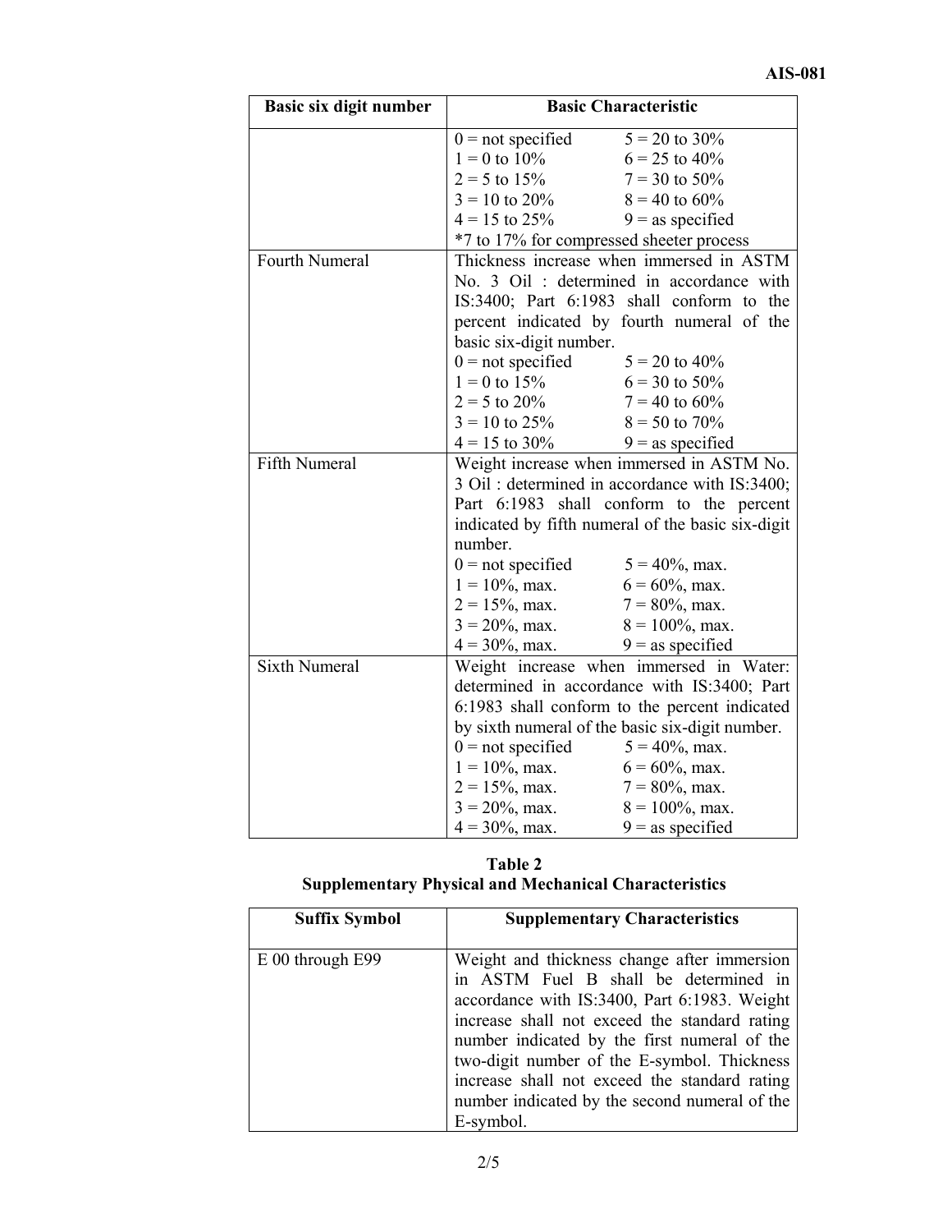| Basic six digit number | Basic Characteristic |
|---|---|
| | 0 = not specified  5 = 20 to 30%<br>1 = 0 to 10%  6 = 25 to 40%<br>2 = 5 to 15%  7 = 30 to 50%<br>3 = 10 to 20%  8 = 40 to 60%<br>4 = 15 to 25%  9 = as specified<br>*7 to 17% for compressed sheeter process |
| Fourth Numeral | Thickness increase when immersed in ASTM No. 3 Oil : determined in accordance with IS:3400; Part 6:1983 shall conform to the percent indicated by fourth numeral of the basic six-digit number.<br>0 = not specified  5 = 20 to 40%<br>1 = 0 to 15%  6 = 30 to 50%<br>2 = 5 to 20%  7 = 40 to 60%<br>3 = 10 to 25%  8 = 50 to 70%<br>4 = 15 to 30%  9 = as specified |
| Fifth Numeral | Weight increase when immersed in ASTM No. 3 Oil : determined in accordance with IS:3400; Part 6:1983 shall conform to the percent indicated by fifth numeral of the basic six-digit number.<br>0 = not specified  5 = 40%, max.<br>1 = 10%, max.  6 = 60%, max.<br>2 = 15%, max.  7 = 80%, max.<br>3 = 20%, max.  8 = 100%, max.<br>4 = 30%, max.  9 = as specified |
| Sixth Numeral | Weight increase when immersed in Water: determined in accordance with IS:3400; Part 6:1983 shall conform to the percent indicated by sixth numeral of the basic six-digit number.<br>0 = not specified  5 = 40%, max.<br>1 = 10%, max.  6 = 60%, max.<br>2 = 15%, max.  7 = 80%, max.<br>3 = 20%, max.  8 = 100%, max.<br>4 = 30%, max.  9 = as specified |

**Table 2**
**Supplementary Physical and Mechanical Characteristics**

| Suffix Symbol | Supplementary Characteristics |
|---|---|
| E 00 through E99 | Weight and thickness change after immersion in ASTM Fuel B shall be determined in accordance with IS:3400, Part 6:1983. Weight increase shall not exceed the standard rating number indicated by the first numeral of the two-digit number of the E-symbol. Thickness increase shall not exceed the standard rating number indicated by the second numeral of the E-symbol. |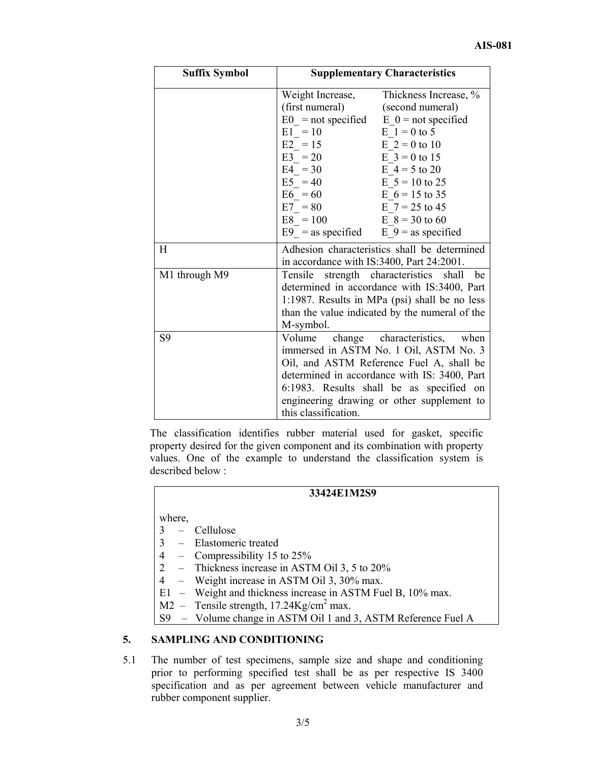| Suffix Symbol | Supplementary Characteristics | |
|---|---|---|
| | Weight Increase, (first numeral) | Thickness Increase, % (second numeral) |
| | E0_ = not specified | E_0 = not specified |
| | E1_ = 10 | E_1 = 0 to 5 |
| | E2_ = 15 | E_2 = 0 to 10 |
| | E3_ = 20 | E_3 = 0 to 15 |
| | E4_ = 30 | E_4 = 5 to 20 |
| | E5_ = 40 | E_5 = 10 to 25 |
| | E6_ = 60 | E_6 = 15 to 35 |
| | E7_ = 80 | E_7 = 25 to 45 |
| | E8_ = 100 | E_8 = 30 to 60 |
| | E9_ = as specified | E_9 = as specified |
| H | Adhesion characteristics shall be determined in accordance with IS:3400, Part 24:2001. | |
| M1 through M9 | Tensile strength characteristics shall be determined in accordance with IS:3400, Part 1:1987. Results in MPa (psi) shall be no less than the value indicated by the numeral of the M-symbol. | |
| S9 | Volume change characteristics, when immersed in ASTM No. 1 Oil, ASTM No. 3 Oil, and ASTM Reference Fuel A, shall be determined in accordance with IS: 3400, Part 6:1983. Results shall be as specified on engineering drawing or other supplement to this classification. | |

The classification identifies rubber material used for gasket, specific property desired for the given component and its combination with property values. One of the example to understand the classification system is described below :

**33424E1M2S9**

where,

- 3 – Cellulose
- 3 – Elastomeric treated
- 4 – Compressibility 15 to 25%
- 2 – Thickness increase in ASTM Oil 3, 5 to 20%
- 4 – Weight increase in ASTM Oil 3, 30% max.
- E1 – Weight and thickness increase in ASTM Fuel B, 10% max.
- M2 – Tensile strength, 17.24Kg/cm$^2$ max.
- S9 – Volume change in ASTM Oil 1 and 3, ASTM Reference Fuel A

## 5. SAMPLING AND CONDITIONING

5.1 The number of test specimens, sample size and shape and conditioning prior to performing specified test shall be as per respective IS 3400 specification and as per agreement between vehicle manufacturer and rubber component supplier.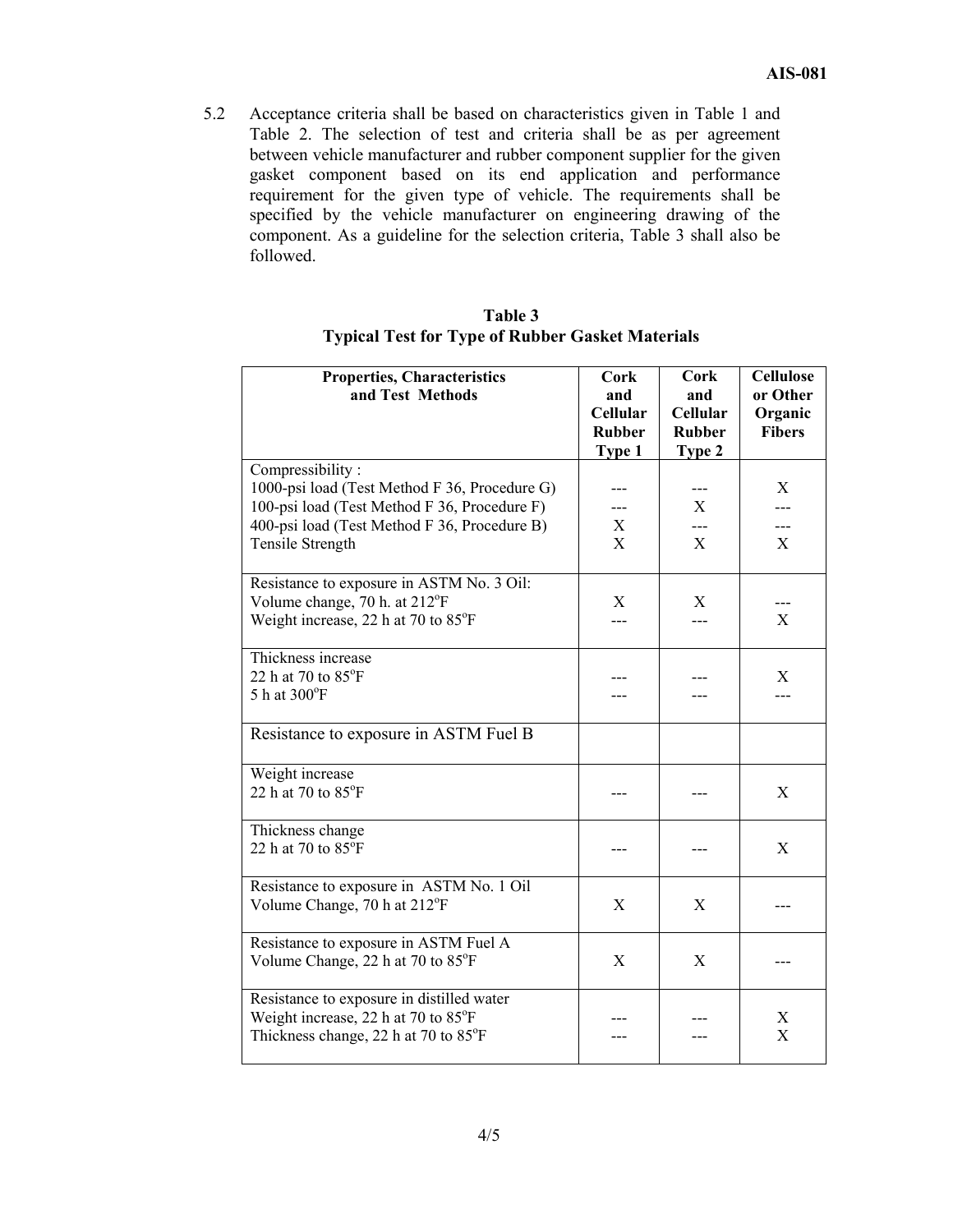5.2 Acceptance criteria shall be based on characteristics given in Table 1 and Table 2. The selection of test and criteria shall be as per agreement between vehicle manufacturer and rubber component supplier for the given gasket component based on its end application and performance requirement for the given type of vehicle. The requirements shall be specified by the vehicle manufacturer on engineering drawing of the component. As a guideline for the selection criteria, Table 3 shall also be followed.

**Table 3**
**Typical Test for Type of Rubber Gasket Materials**

| Properties, Characteristics and Test Methods | Cork and Cellular Rubber Type 1 | Cork and Cellular Rubber Type 2 | Cellulose or Other Organic Fibers |
|---|---|---|---|
| Compressibility : | | | |
| 1000-psi load (Test Method F 36, Procedure G) | --- | --- | X |
| 100-psi load (Test Method F 36, Procedure F) | --- | X | --- |
| 400-psi load (Test Method F 36, Procedure B) | X | --- | --- |
| Tensile Strength | X | X | X |
| Resistance to exposure in ASTM No. 3 Oil: | | | |
| Volume change, 70 h. at 212°F | X | X | --- |
| Weight increase, 22 h at 70 to 85°F | --- | --- | X |
| Thickness increase | | | |
| 22 h at 70 to 85°F | --- | --- | X |
| 5 h at 300°F | --- | --- | --- |
| Resistance to exposure in ASTM Fuel B | | | |
| Weight increase 22 h at 70 to 85°F | --- | --- | X |
| Thickness change 22 h at 70 to 85°F | --- | --- | X |
| Resistance to exposure in ASTM No. 1 Oil Volume Change, 70 h at 212°F | X | X | --- |
| Resistance to exposure in ASTM Fuel A Volume Change, 22 h at 70 to 85°F | X | X | --- |
| Resistance to exposure in distilled water | | | |
| Weight increase, 22 h at 70 to 85°F | --- | --- | X |
| Thickness change, 22 h at 70 to 85°F | --- | --- | X |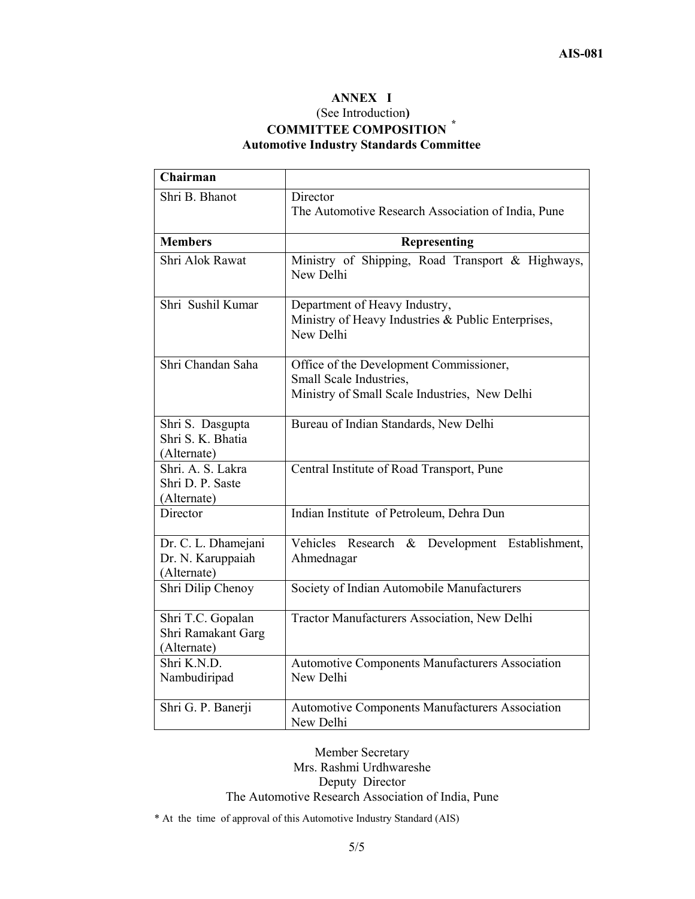## ANNEX I

(See Introduction)

## COMMITTEE COMPOSITION *

### Automotive Industry Standards Committee

| **Chairman** | |
|---|---|
| Shri B. Bhanot | Director<br>The Automotive Research Association of India, Pune |
| **Members** | **Representing** |
| Shri Alok Rawat | Ministry of Shipping, Road Transport & Highways, New Delhi |
| Shri Sushil Kumar | Department of Heavy Industry,<br>Ministry of Heavy Industries & Public Enterprises, New Delhi |
| Shri Chandan Saha | Office of the Development Commissioner,<br>Small Scale Industries,<br>Ministry of Small Scale Industries, New Delhi |
| Shri S. Dasgupta<br>Shri S. K. Bhatia (Alternate) | Bureau of Indian Standards, New Delhi |
| Shri. A. S. Lakra<br>Shri D. P. Saste (Alternate) | Central Institute of Road Transport, Pune |
| Director | Indian Institute of Petroleum, Dehra Dun |
| Dr. C. L. Dhamejani<br>Dr. N. Karuppaiah (Alternate) | Vehicles Research & Development Establishment, Ahmednagar |
| Shri Dilip Chenoy | Society of Indian Automobile Manufacturers |
| Shri T.C. Gopalan<br>Shri Ramakant Garg (Alternate) | Tractor Manufacturers Association, New Delhi |
| Shri K.N.D. Nambudiripad | Automotive Components Manufacturers Association New Delhi |
| Shri G. P. Banerji | Automotive Components Manufacturers Association New Delhi |

Member Secretary
Mrs. Rashmi Urdhwareshe
Deputy Director
The Automotive Research Association of India, Pune

* At the time of approval of this Automotive Industry Standard (AIS)